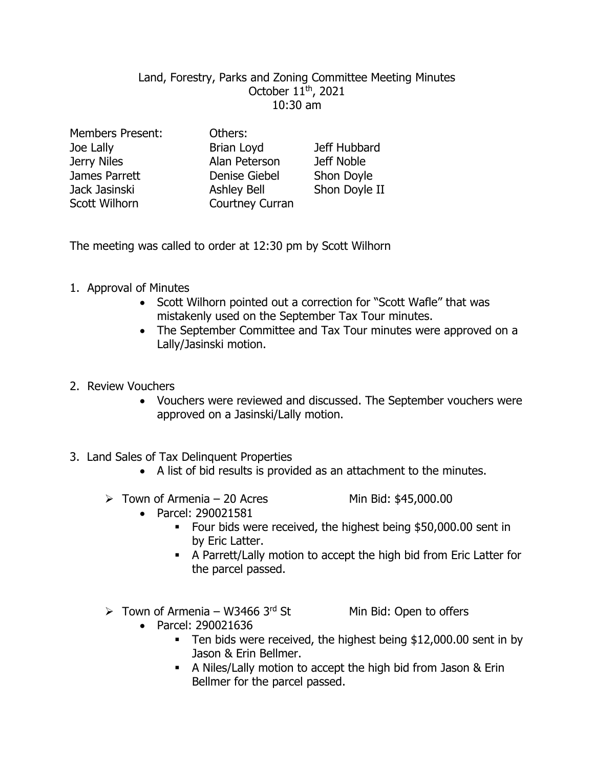Land, Forestry, Parks and Zoning Committee Meeting Minutes
October 11th, 2021
10:30 am

| Members Present: | Others: | |
|---|---|---|
| Joe Lally | Brian Loyd | Jeff Hubbard |
| Jerry Niles | Alan Peterson | Jeff Noble |
| James Parrett | Denise Giebel | Shon Doyle |
| Jack Jasinski | Ashley Bell | Shon Doyle II |
| Scott Wilhorn | Courtney Curran | |

The meeting was called to order at 12:30 pm by Scott Wilhorn

1. Approval of Minutes
   - Scott Wilhorn pointed out a correction for "Scott Wafle" that was mistakenly used on the September Tax Tour minutes.
   - The September Committee and Tax Tour minutes were approved on a Lally/Jasinski motion.

2. Review Vouchers
   - Vouchers were reviewed and discussed. The September vouchers were approved on a Jasinski/Lally motion.

3. Land Sales of Tax Delinquent Properties
   - A list of bid results is provided as an attachment to the minutes.

   - Town of Armenia – 20 Acres Min Bid: $45,000.00
     - Parcel: 290021581
       - Four bids were received, the highest being $50,000.00 sent in by Eric Latter.
       - A Parrett/Lally motion to accept the high bid from Eric Latter for the parcel passed.

   - Town of Armenia – W3466 3rd St Min Bid: Open to offers
     - Parcel: 290021636
       - Ten bids were received, the highest being $12,000.00 sent in by Jason & Erin Bellmer.
       - A Niles/Lally motion to accept the high bid from Jason & Erin Bellmer for the parcel passed.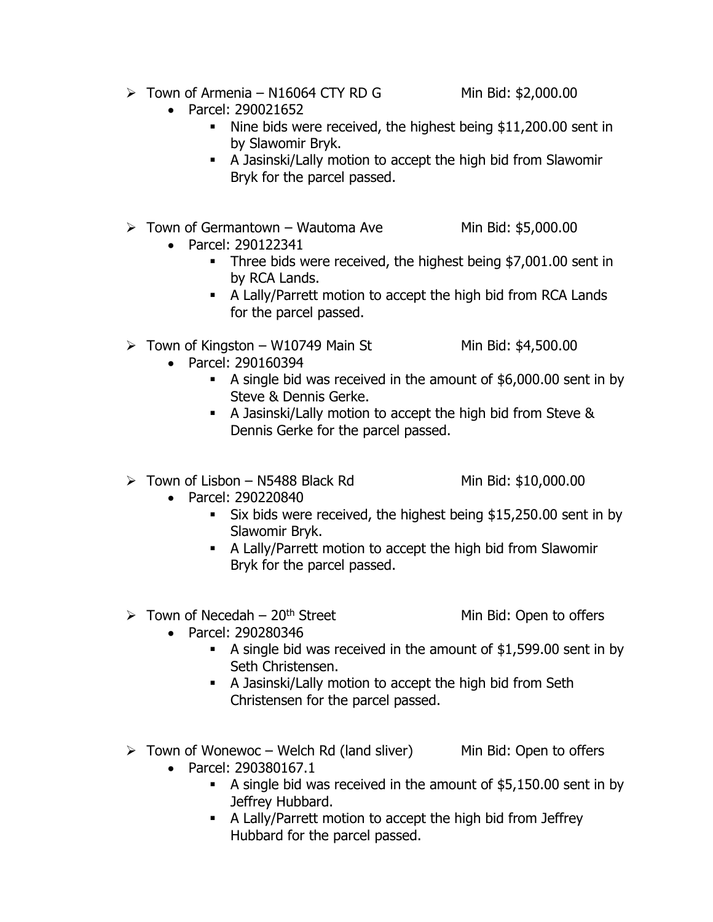- Town of Armenia – N16064 CTY RD G Min Bid: $2,000.00
  - Parcel: 290021652
    - Nine bids were received, the highest being $11,200.00 sent in by Slawomir Bryk.
    - A Jasinski/Lally motion to accept the high bid from Slawomir Bryk for the parcel passed.

- Town of Germantown – Wautoma Ave Min Bid: $5,000.00
  - Parcel: 290122341
    - Three bids were received, the highest being $7,001.00 sent in by RCA Lands.
    - A Lally/Parrett motion to accept the high bid from RCA Lands for the parcel passed.

- Town of Kingston – W10749 Main St Min Bid: $4,500.00
  - Parcel: 290160394
    - A single bid was received in the amount of $6,000.00 sent in by Steve & Dennis Gerke.
    - A Jasinski/Lally motion to accept the high bid from Steve & Dennis Gerke for the parcel passed.

- Town of Lisbon – N5488 Black Rd Min Bid: $10,000.00
  - Parcel: 290220840
    - Six bids were received, the highest being $15,250.00 sent in by Slawomir Bryk.
    - A Lally/Parrett motion to accept the high bid from Slawomir Bryk for the parcel passed.

- Town of Necedah – 20th Street Min Bid: Open to offers
  - Parcel: 290280346
    - A single bid was received in the amount of $1,599.00 sent in by Seth Christensen.
    - A Jasinski/Lally motion to accept the high bid from Seth Christensen for the parcel passed.

- Town of Wonewoc – Welch Rd (land sliver) Min Bid: Open to offers
  - Parcel: 290380167.1
    - A single bid was received in the amount of $5,150.00 sent in by Jeffrey Hubbard.
    - A Lally/Parrett motion to accept the high bid from Jeffrey Hubbard for the parcel passed.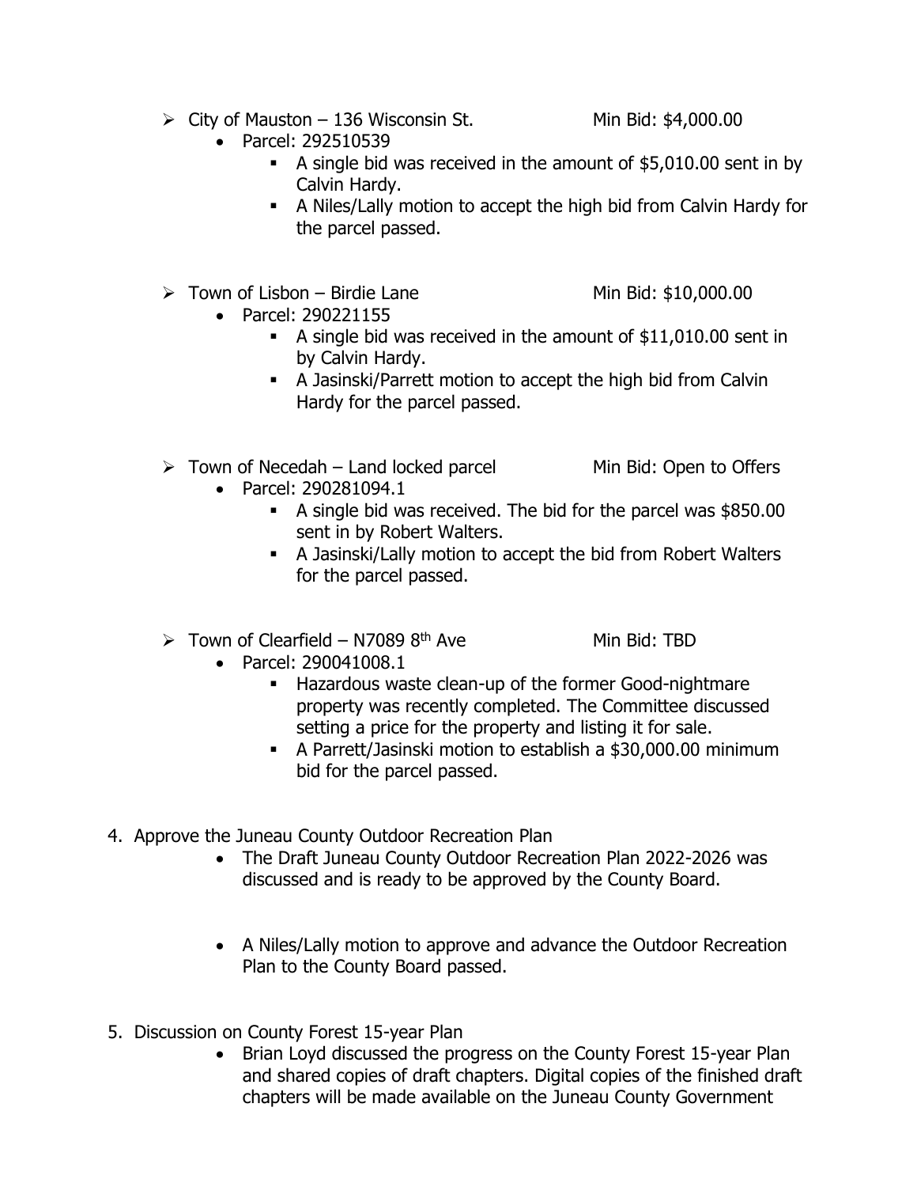- City of Mauston – 136 Wisconsin St. Min Bid: $4,000.00
  - Parcel: 292510539
    - A single bid was received in the amount of $5,010.00 sent in by Calvin Hardy.
    - A Niles/Lally motion to accept the high bid from Calvin Hardy for the parcel passed.

- Town of Lisbon – Birdie Lane Min Bid: $10,000.00
  - Parcel: 290221155
    - A single bid was received in the amount of $11,010.00 sent in by Calvin Hardy.
    - A Jasinski/Parrett motion to accept the high bid from Calvin Hardy for the parcel passed.

- Town of Necedah – Land locked parcel Min Bid: Open to Offers
  - Parcel: 290281094.1
    - A single bid was received. The bid for the parcel was $850.00 sent in by Robert Walters.
    - A Jasinski/Lally motion to accept the bid from Robert Walters for the parcel passed.

- Town of Clearfield – N7089 8th Ave Min Bid: TBD
  - Parcel: 290041008.1
    - Hazardous waste clean-up of the former Good-nightmare property was recently completed. The Committee discussed setting a price for the property and listing it for sale.
    - A Parrett/Jasinski motion to establish a $30,000.00 minimum bid for the parcel passed.

4. Approve the Juneau County Outdoor Recreation Plan
   - The Draft Juneau County Outdoor Recreation Plan 2022-2026 was discussed and is ready to be approved by the County Board.
   - A Niles/Lally motion to approve and advance the Outdoor Recreation Plan to the County Board passed.

5. Discussion on County Forest 15-year Plan
   - Brian Loyd discussed the progress on the County Forest 15-year Plan and shared copies of draft chapters. Digital copies of the finished draft chapters will be made available on the Juneau County Government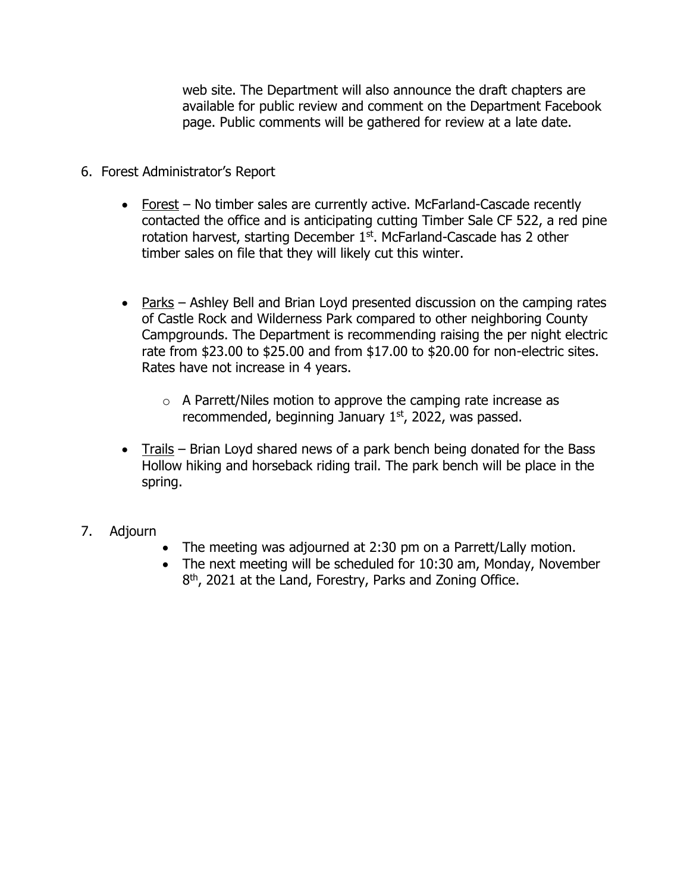web site. The Department will also announce the draft chapters are available for public review and comment on the Department Facebook page. Public comments will be gathered for review at a late date.

6. Forest Administrator's Report

   - Forest – No timber sales are currently active. McFarland-Cascade recently contacted the office and is anticipating cutting Timber Sale CF 522, a red pine rotation harvest, starting December 1st. McFarland-Cascade has 2 other timber sales on file that they will likely cut this winter.

   - Parks – Ashley Bell and Brian Loyd presented discussion on the camping rates of Castle Rock and Wilderness Park compared to other neighboring County Campgrounds. The Department is recommending raising the per night electric rate from $23.00 to $25.00 and from $17.00 to $20.00 for non-electric sites. Rates have not increase in 4 years.

     - A Parrett/Niles motion to approve the camping rate increase as recommended, beginning January 1st, 2022, was passed.

   - Trails – Brian Loyd shared news of a park bench being donated for the Bass Hollow hiking and horseback riding trail. The park bench will be place in the spring.

7. Adjourn

   - The meeting was adjourned at 2:30 pm on a Parrett/Lally motion.
   - The next meeting will be scheduled for 10:30 am, Monday, November 8th, 2021 at the Land, Forestry, Parks and Zoning Office.